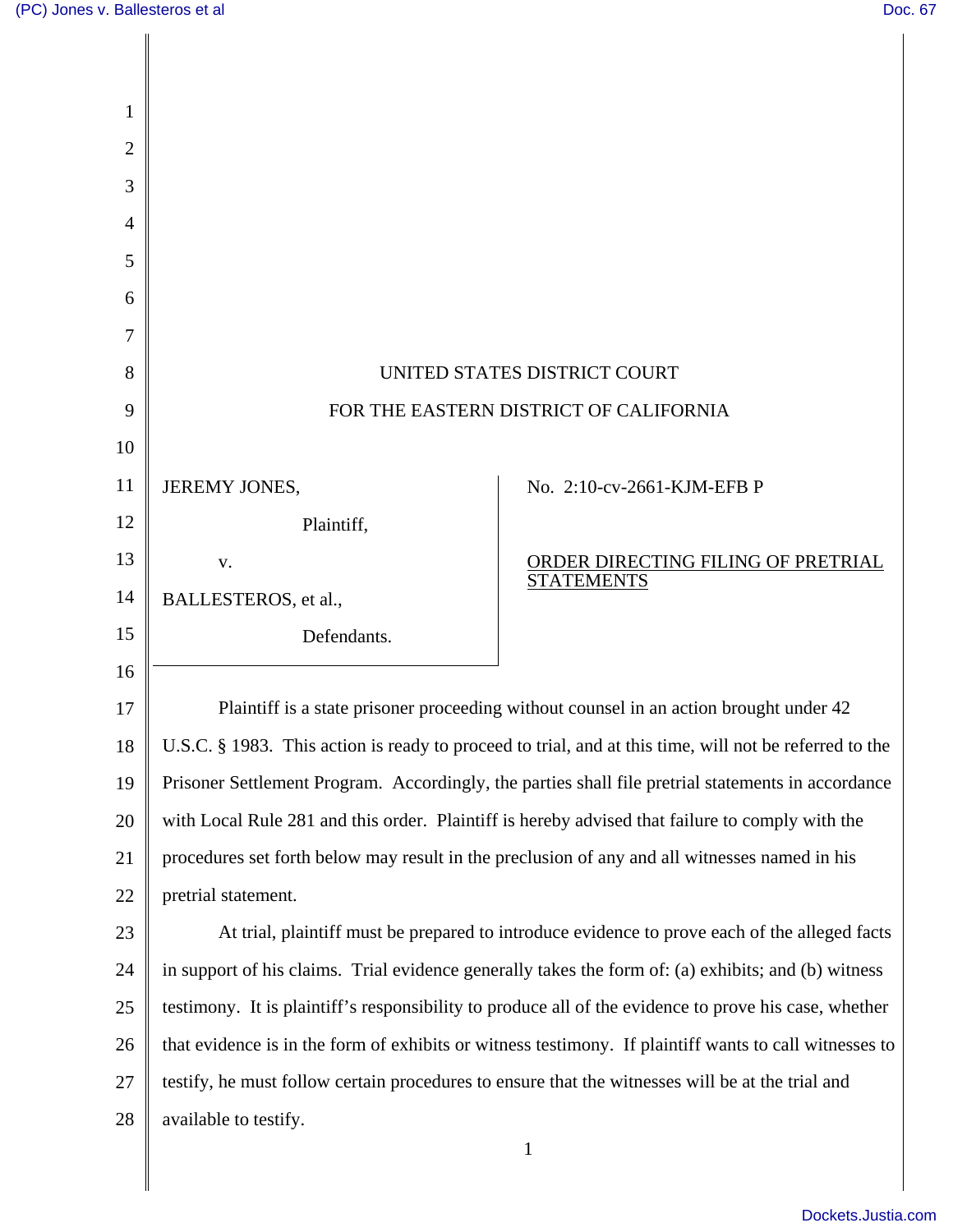UNITED STATES DISTRICT COURT

FOR THE EASTERN DISTRICT OF CALIFORNIA

| | |
|---|---|
| JEREMY JONES, Plaintiff, v. BALLESTEROS, et al., Defendants. | No. 2:10-cv-2661-KJM-EFB P ORDER DIRECTING FILING OF PRETRIAL STATEMENTS |

Plaintiff is a state prisoner proceeding without counsel in an action brought under 42 U.S.C. § 1983. This action is ready to proceed to trial, and at this time, will not be referred to the Prisoner Settlement Program. Accordingly, the parties shall file pretrial statements in accordance with Local Rule 281 and this order. Plaintiff is hereby advised that failure to comply with the procedures set forth below may result in the preclusion of any and all witnesses named in his pretrial statement.

At trial, plaintiff must be prepared to introduce evidence to prove each of the alleged facts in support of his claims. Trial evidence generally takes the form of: (a) exhibits; and (b) witness testimony. It is plaintiff's responsibility to produce all of the evidence to prove his case, whether that evidence is in the form of exhibits or witness testimony. If plaintiff wants to call witnesses to testify, he must follow certain procedures to ensure that the witnesses will be at the trial and available to testify.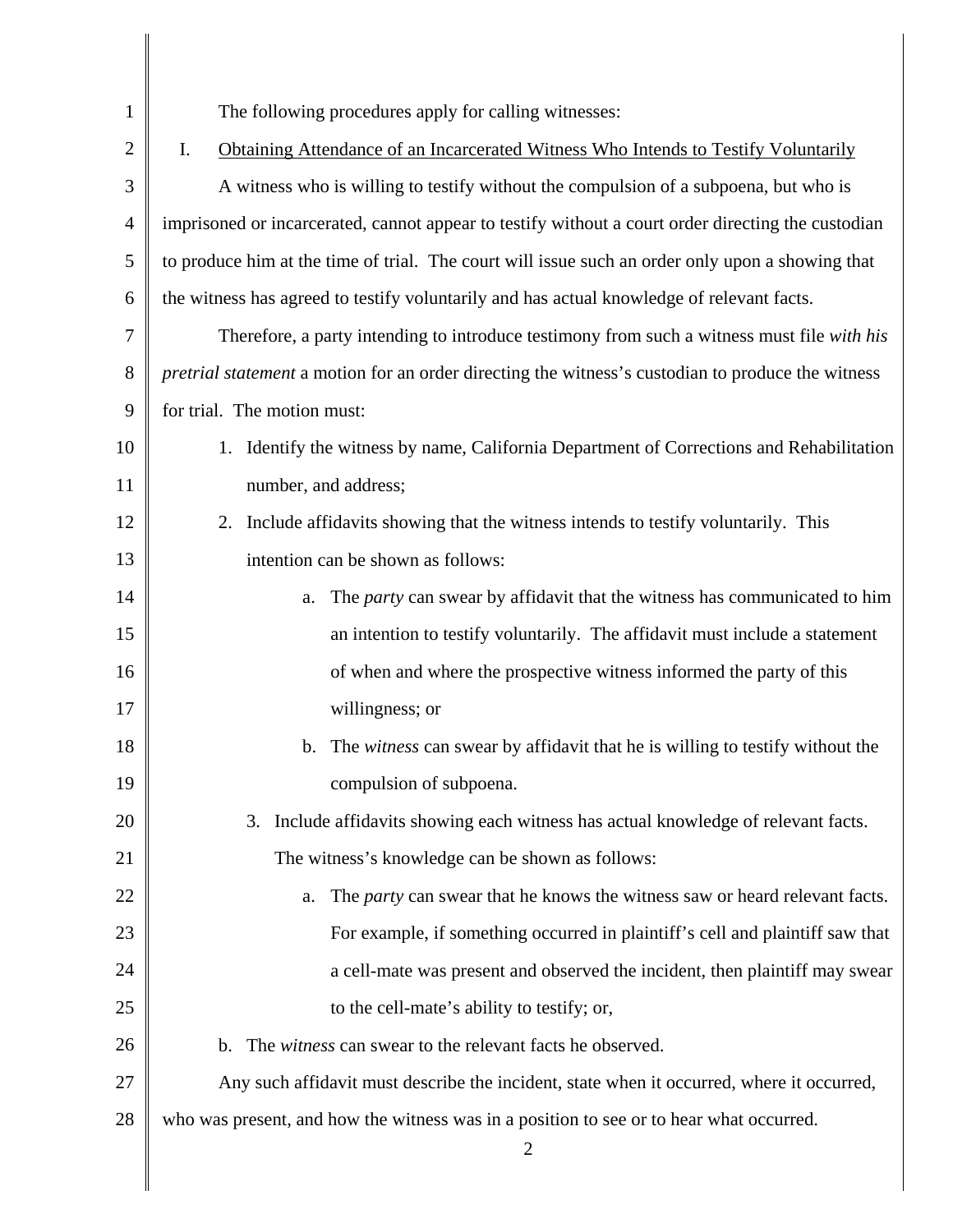The following procedures apply for calling witnesses:

I. Obtaining Attendance of an Incarcerated Witness Who Intends to Testify Voluntarily

A witness who is willing to testify without the compulsion of a subpoena, but who is imprisoned or incarcerated, cannot appear to testify without a court order directing the custodian to produce him at the time of trial. The court will issue such an order only upon a showing that the witness has agreed to testify voluntarily and has actual knowledge of relevant facts.

Therefore, a party intending to introduce testimony from such a witness must file *with his pretrial statement* a motion for an order directing the witness's custodian to produce the witness for trial. The motion must:

1. Identify the witness by name, California Department of Corrections and Rehabilitation number, and address;
2. Include affidavits showing that the witness intends to testify voluntarily. This intention can be shown as follows:
   a. The *party* can swear by affidavit that the witness has communicated to him an intention to testify voluntarily. The affidavit must include a statement of when and where the prospective witness informed the party of this willingness; or
   b. The *witness* can swear by affidavit that he is willing to testify without the compulsion of subpoena.
3. Include affidavits showing each witness has actual knowledge of relevant facts. The witness's knowledge can be shown as follows:
   a. The *party* can swear that he knows the witness saw or heard relevant facts. For example, if something occurred in plaintiff's cell and plaintiff saw that a cell-mate was present and observed the incident, then plaintiff may swear to the cell-mate's ability to testify; or,
   b. The *witness* can swear to the relevant facts he observed.

Any such affidavit must describe the incident, state when it occurred, where it occurred, who was present, and how the witness was in a position to see or to hear what occurred.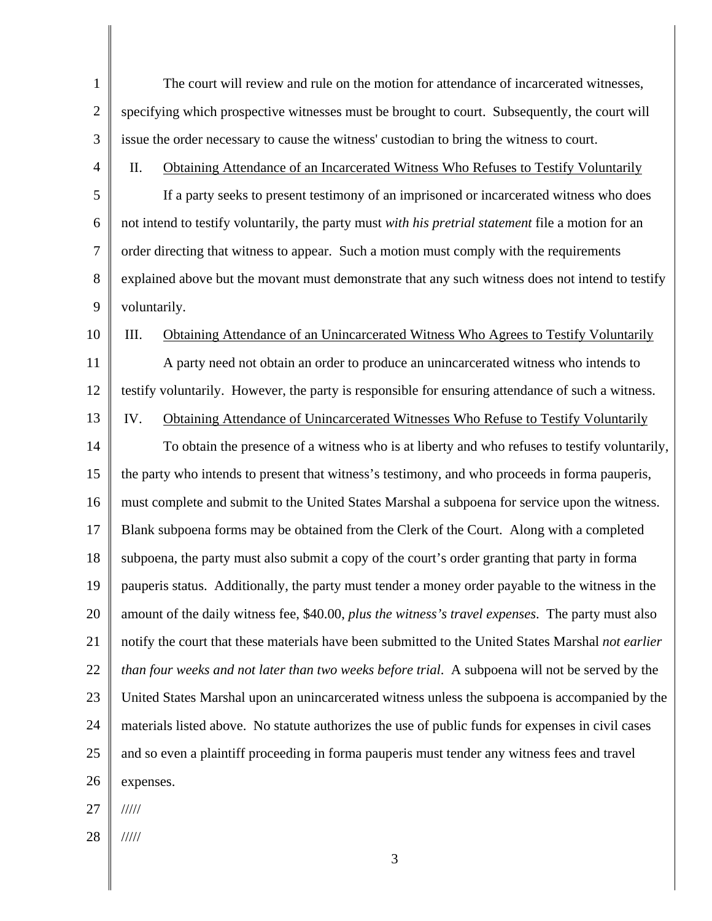The court will review and rule on the motion for attendance of incarcerated witnesses, specifying which prospective witnesses must be brought to court. Subsequently, the court will issue the order necessary to cause the witness' custodian to bring the witness to court.

II. Obtaining Attendance of an Incarcerated Witness Who Refuses to Testify Voluntarily

If a party seeks to present testimony of an imprisoned or incarcerated witness who does not intend to testify voluntarily, the party must *with his pretrial statement* file a motion for an order directing that witness to appear. Such a motion must comply with the requirements explained above but the movant must demonstrate that any such witness does not intend to testify voluntarily.

III. Obtaining Attendance of an Unincarcerated Witness Who Agrees to Testify Voluntarily

A party need not obtain an order to produce an unincarcerated witness who intends to testify voluntarily. However, the party is responsible for ensuring attendance of such a witness.

IV. Obtaining Attendance of Unincarcerated Witnesses Who Refuse to Testify Voluntarily

To obtain the presence of a witness who is at liberty and who refuses to testify voluntarily, the party who intends to present that witness's testimony, and who proceeds in forma pauperis, must complete and submit to the United States Marshal a subpoena for service upon the witness. Blank subpoena forms may be obtained from the Clerk of the Court. Along with a completed subpoena, the party must also submit a copy of the court's order granting that party in forma pauperis status. Additionally, the party must tender a money order payable to the witness in the amount of the daily witness fee, $40.00, *plus the witness's travel expenses*. The party must also notify the court that these materials have been submitted to the United States Marshal *not earlier than four weeks and not later than two weeks before trial*. A subpoena will not be served by the United States Marshal upon an unincarcerated witness unless the subpoena is accompanied by the materials listed above. No statute authorizes the use of public funds for expenses in civil cases and so even a plaintiff proceeding in forma pauperis must tender any witness fees and travel expenses.

/////

/////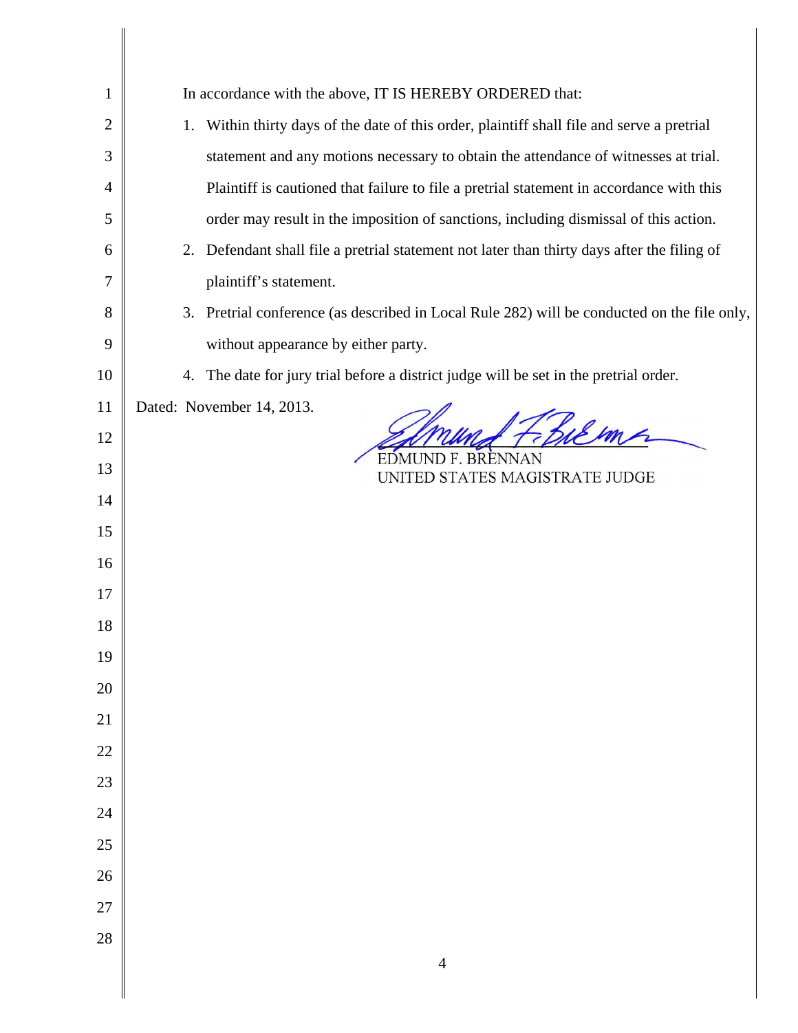In accordance with the above, IT IS HEREBY ORDERED that:

1. Within thirty days of the date of this order, plaintiff shall file and serve a pretrial statement and any motions necessary to obtain the attendance of witnesses at trial. Plaintiff is cautioned that failure to file a pretrial statement in accordance with this order may result in the imposition of sanctions, including dismissal of this action.
2. Defendant shall file a pretrial statement not later than thirty days after the filing of plaintiff's statement.
3. Pretrial conference (as described in Local Rule 282) will be conducted on the file only, without appearance by either party.
4. The date for jury trial before a district judge will be set in the pretrial order.

Dated: November 14, 2013.

EDMUND F. BRENNAN
UNITED STATES MAGISTRATE JUDGE